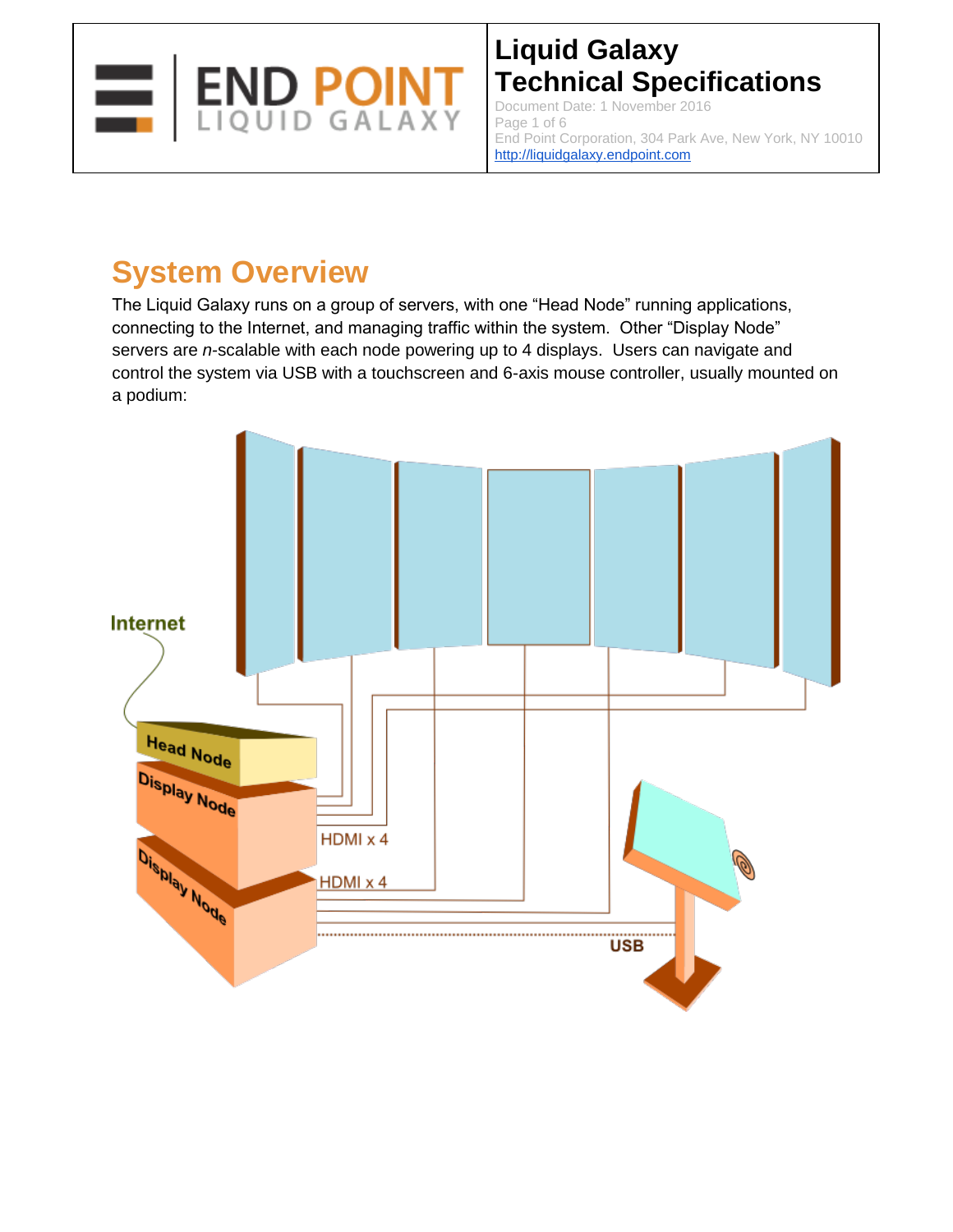# Liquid Galaxy Technical Specifications

Document Date: 1 November 2016

End Point Corporation, 304 Park Ave, New York, NY 10010

http://liquidgalaxy.endpoint.com

## System Overview

The Liquid Galaxy runs on a group of servers, with one "Head Node" running applications, connecting to the Internet, and managing traffic within the system. Other "Display Node" servers are *n*-scalable with each node powering up to 4 displays. Users can navigate and control the system via USB with a touchscreen and 6-axis mouse controller, usually mounted on a podium: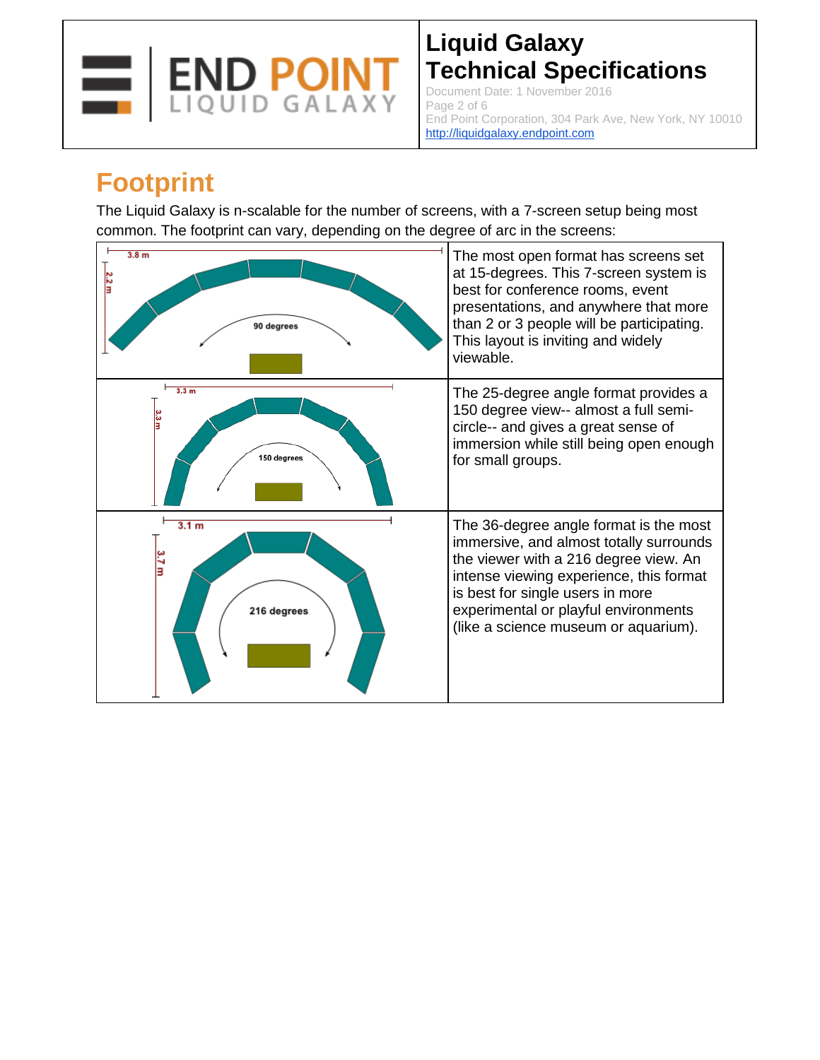## Footprint

The Liquid Galaxy is n-scalable for the number of screens, with a 7-screen setup being most common. The footprint can vary, depending on the degree of arc in the screens:

| | |
|---|---|
| 3.8 m × 2.2 m, 90 degrees | The most open format has screens set at 15-degrees. This 7-screen system is best for conference rooms, event presentations, and anywhere that more than 2 or 3 people will be participating. This layout is inviting and widely viewable. |
| 3.3 m × 3.3 m, 150 degrees | The 25-degree angle format provides a 150 degree view-- almost a full semi-circle-- and gives a great sense of immersion while still being open enough for small groups. |
| 3.1 m × 3.7 m, 216 degrees | The 36-degree angle format is the most immersive, and almost totally surrounds the viewer with a 216 degree view. An intense viewing experience, this format is best for single users in more experimental or playful environments (like a science museum or aquarium). |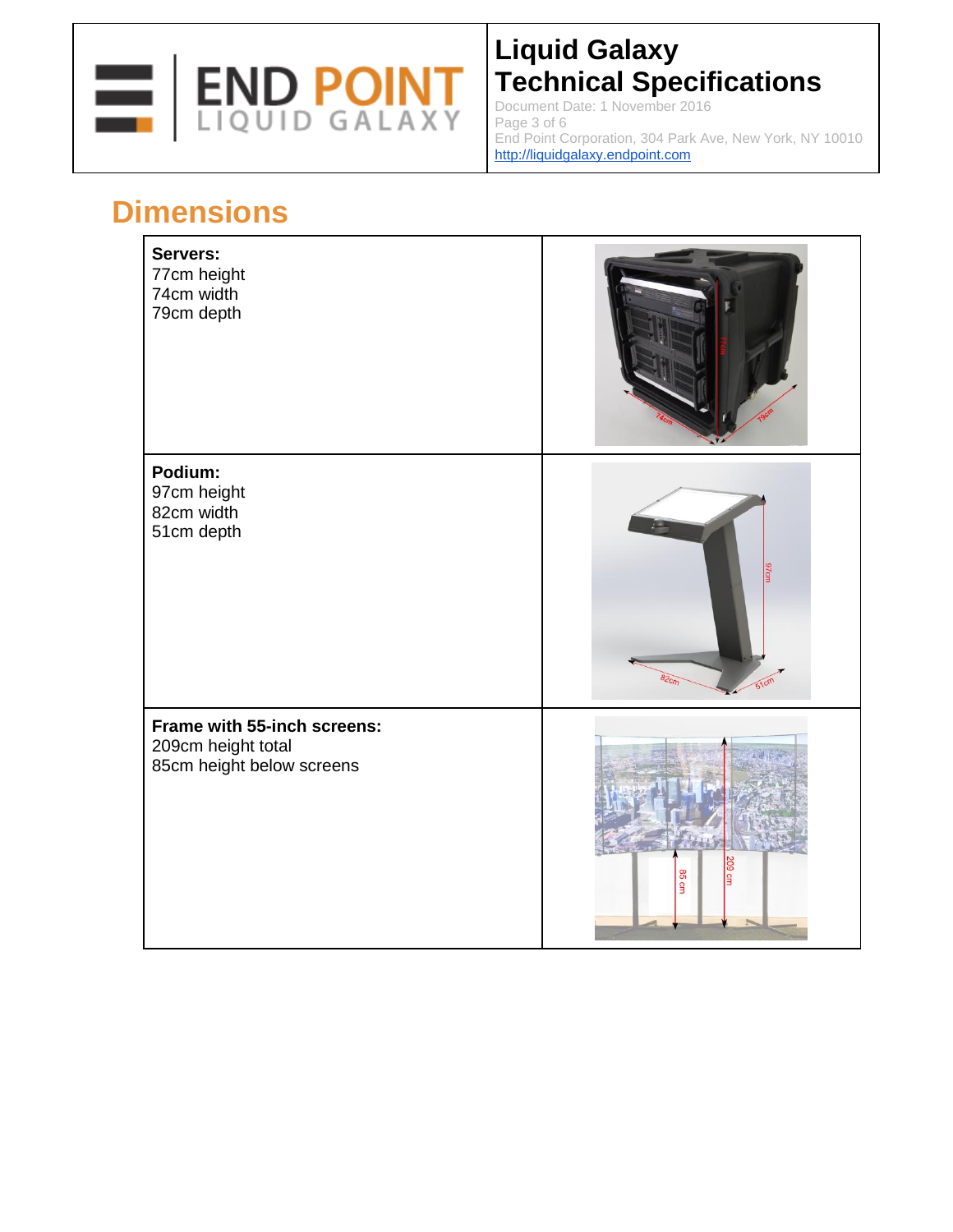## Dimensions

| | |
|---|---|
| **Servers:**<br>77cm height<br>74cm width<br>79cm depth | |
| **Podium:**<br>97cm height<br>82cm width<br>51cm depth | |
| **Frame with 55-inch screens:**<br>209cm height total<br>85cm height below screens | |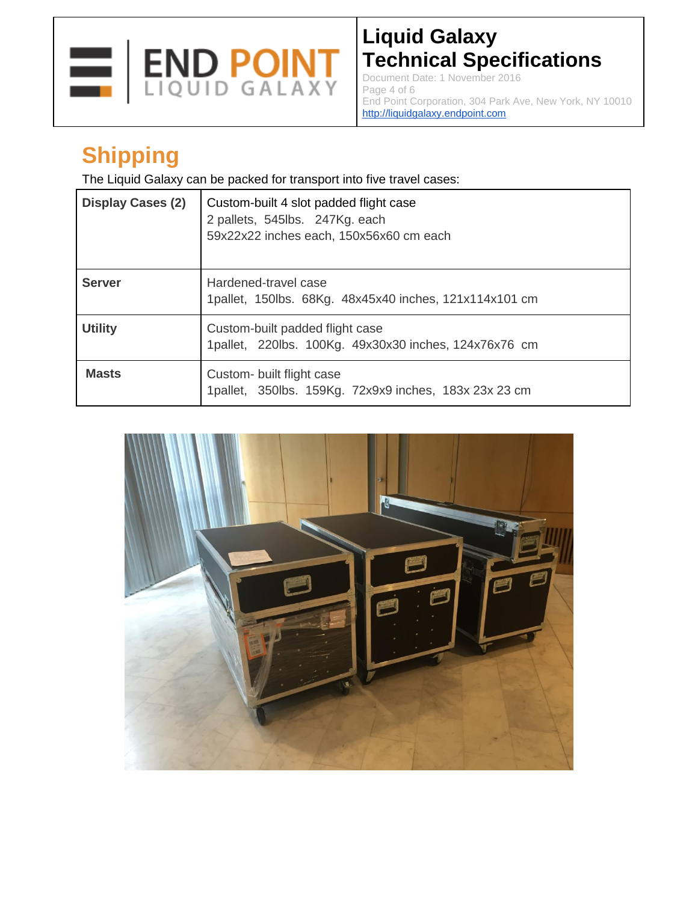# Shipping

The Liquid Galaxy can be packed for transport into five travel cases:

| **Display Cases (2)** | Custom-built 4 slot padded flight case<br>2 pallets,  545lbs.   247Kg. each<br>59x22x22 inches each, 150x56x60 cm each |
|---|---|
| **Server** | Hardened-travel case<br>1pallet,  150lbs.  68Kg.  48x45x40 inches, 121x114x101 cm |
| **Utility** | Custom-built padded flight case<br>1pallet,   220lbs.  100Kg.  49x30x30 inches, 124x76x76  cm |
| **Masts** | Custom- built flight case<br>1pallet,   350lbs.  159Kg.  72x9x9 inches,  183x 23x 23 cm |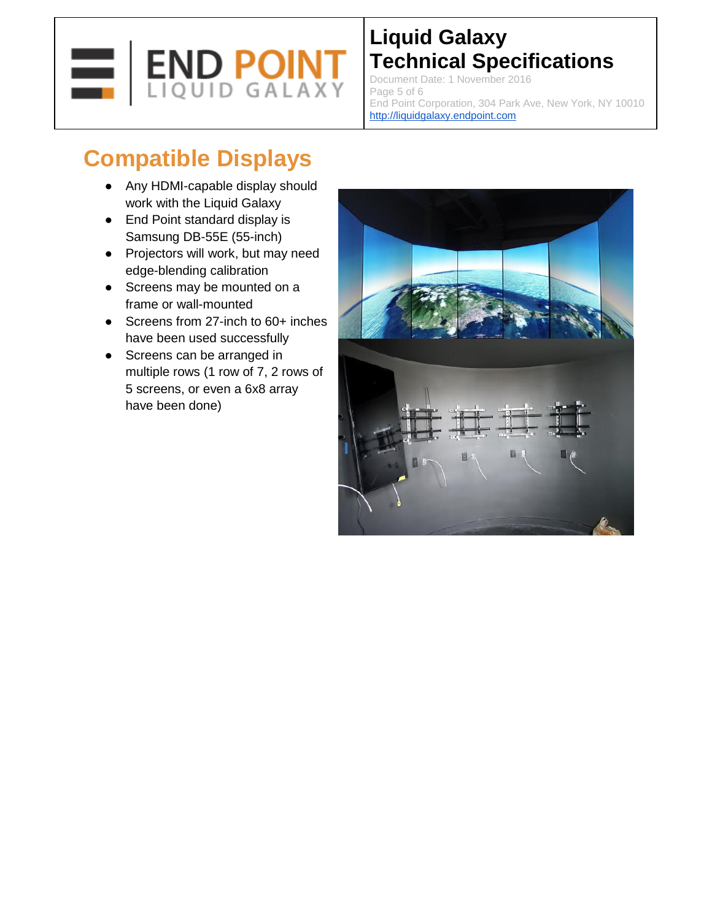# Compatible Displays

- Any HDMI-capable display should work with the Liquid Galaxy
- End Point standard display is Samsung DB-55E (55-inch)
- Projectors will work, but may need edge-blending calibration
- Screens may be mounted on a frame or wall-mounted
- Screens from 27-inch to 60+ inches have been used successfully
- Screens can be arranged in multiple rows (1 row of 7, 2 rows of 5 screens, or even a 6x8 array have been done)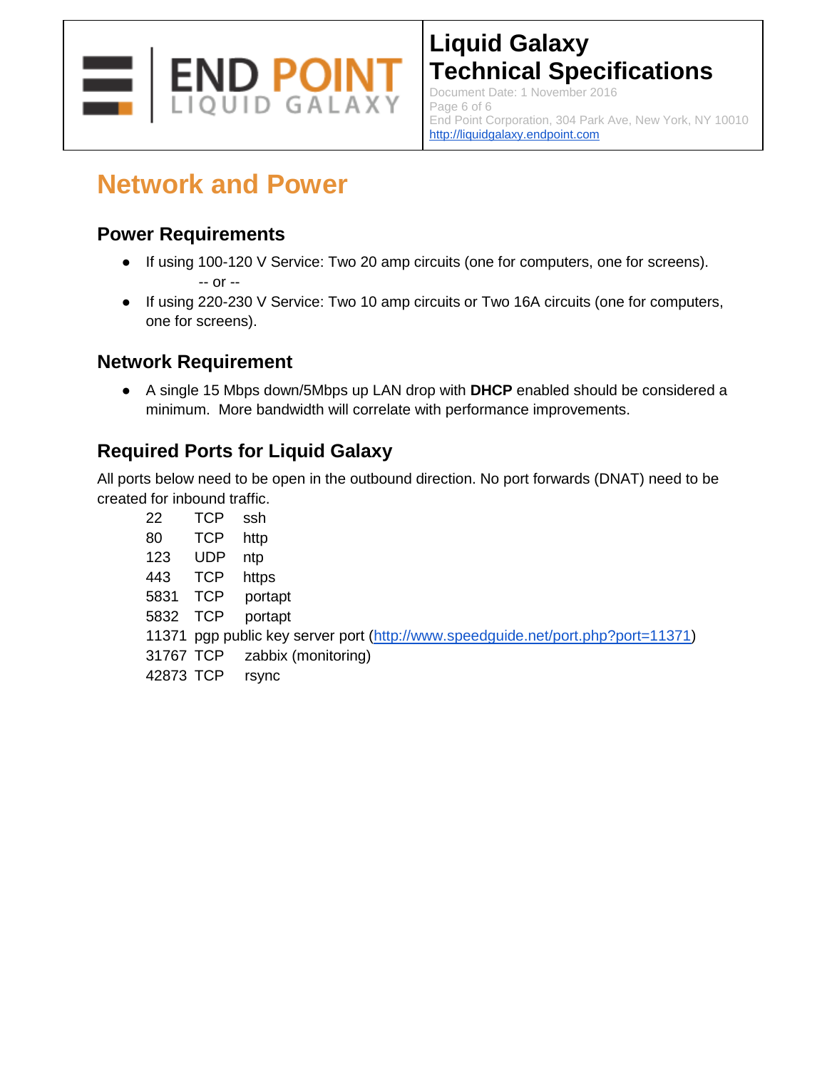# Network and Power

## Power Requirements

- If using 100-120 V Service: Two 20 amp circuits (one for computers, one for screens).
  -- or --
- If using 220-230 V Service: Two 10 amp circuits or Two 16A circuits (one for computers, one for screens).

## Network Requirement

- A single 15 Mbps down/5Mbps up LAN drop with **DHCP** enabled should be considered a minimum. More bandwidth will correlate with performance improvements.

## Required Ports for Liquid Galaxy

All ports below need to be open in the outbound direction. No port forwards (DNAT) need to be created for inbound traffic.

| | | |
|---|---|---|
| 22 | TCP | ssh |
| 80 | TCP | http |
| 123 | UDP | ntp |
| 443 | TCP | https |
| 5831 | TCP | portapt |
| 5832 | TCP | portapt |
| 11371 | pgp public key server port (http://www.speedguide.net/port.php?port=11371) | |
| 31767 | TCP | zabbix (monitoring) |
| 42873 | TCP | rsync |